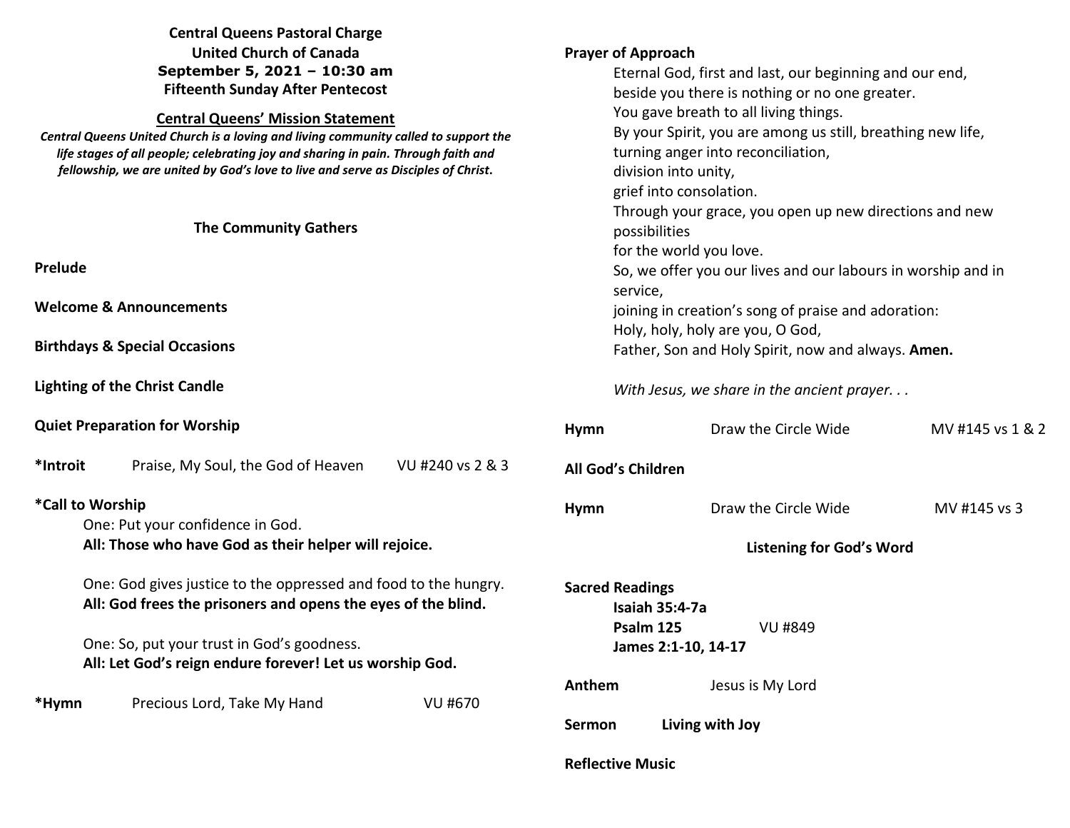**Central Queens Pastoral Charge**
**United Church of Canada**
**September 5, 2021 – 10:30 am**
**Fifteenth Sunday After Pentecost**

## Central Queens' Mission Statement

***Central Queens United Church is a loving and living community called to support the life stages of all people; celebrating joy and sharing in pain. Through faith and fellowship, we are united by God's love to live and serve as Disciples of Christ.***

### The Community Gathers

**Prelude**

**Welcome & Announcements**

**Birthdays & Special Occasions**

**Lighting of the Christ Candle**

**Quiet Preparation for Worship**

**\*Introit** Praise, My Soul, the God of Heaven VU #240 vs 2 & 3

**\*Call to Worship**

One: Put your confidence in God.
**All: Those who have God as their helper will rejoice.**

One: God gives justice to the oppressed and food to the hungry.
**All: God frees the prisoners and opens the eyes of the blind.**

One: So, put your trust in God's goodness.
**All: Let God's reign endure forever! Let us worship God.**

**\*Hymn** Precious Lord, Take My Hand VU #670

**Prayer of Approach**

Eternal God, first and last, our beginning and our end,
beside you there is nothing or no one greater.
You gave breath to all living things.
By your Spirit, you are among us still, breathing new life,
turning anger into reconciliation,
division into unity,
grief into consolation.
Through your grace, you open up new directions and new possibilities
for the world you love.
So, we offer you our lives and our labours in worship and in service,
joining in creation's song of praise and adoration:
Holy, holy, holy are you, O God,
Father, Son and Holy Spirit, now and always. **Amen.**

*With Jesus, we share in the ancient prayer. . .*

**Hymn** Draw the Circle Wide MV #145 vs 1 & 2

**All God's Children**

**Hymn** Draw the Circle Wide MV #145 vs 3

### Listening for God's Word

**Sacred Readings**

**Isaiah 35:4-7a**
**Psalm 125** VU #849
**James 2:1-10, 14-17**

**Anthem** Jesus is My Lord

**Sermon** **Living with Joy**

**Reflective Music**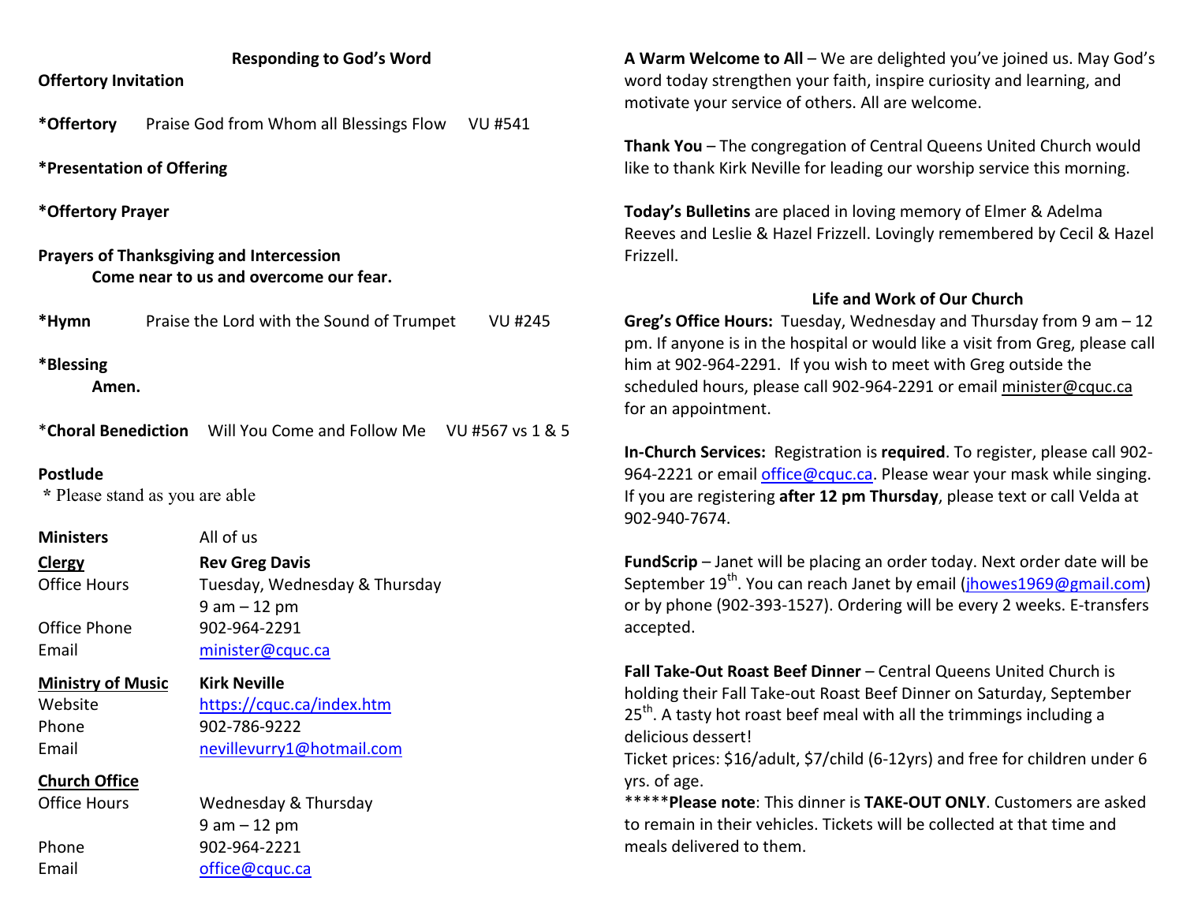## Responding to God's Word

**Offertory Invitation**

***Offertory** Praise God from Whom all Blessings Flow VU #541

***Presentation of Offering**

***Offertory Prayer**

**Prayers of Thanksgiving and Intercession**

**Come near to us and overcome our fear.**

***Hymn** Praise the Lord with the Sound of Trumpet VU #245

***Blessing**

**Amen.**

***Choral Benediction** Will You Come and Follow Me VU #567 vs 1 & 5

**Postlude**

\* Please stand as you are able

| | |
|---|---|
| **Ministers** | All of us |
| **Clergy** | **Rev Greg Davis** |
| Office Hours | Tuesday, Wednesday & Thursday 9 am – 12 pm |
| Office Phone | 902-964-2291 |
| Email | minister@cquc.ca |
| **Ministry of Music** | **Kirk Neville** |
| Website | https://cquc.ca/index.htm |
| Phone | 902-786-9222 |
| Email | nevillevurry1@hotmail.com |
| **Church Office** | |
| Office Hours | Wednesday & Thursday 9 am – 12 pm |
| Phone | 902-964-2221 |
| Email | office@cquc.ca |

**A Warm Welcome to All** – We are delighted you've joined us. May God's word today strengthen your faith, inspire curiosity and learning, and motivate your service of others. All are welcome.

**Thank You** – The congregation of Central Queens United Church would like to thank Kirk Neville for leading our worship service this morning.

**Today's Bulletins** are placed in loving memory of Elmer & Adelma Reeves and Leslie & Hazel Frizzell. Lovingly remembered by Cecil & Hazel Frizzell.

## Life and Work of Our Church

**Greg's Office Hours:** Tuesday, Wednesday and Thursday from 9 am – 12 pm. If anyone is in the hospital or would like a visit from Greg, please call him at 902-964-2291. If you wish to meet with Greg outside the scheduled hours, please call 902-964-2291 or email minister@cquc.ca for an appointment.

**In-Church Services:** Registration is **required**. To register, please call 902-964-2221 or email office@cquc.ca. Please wear your mask while singing. If you are registering **after 12 pm Thursday**, please text or call Velda at 902-940-7674.

**FundScrip** – Janet will be placing an order today. Next order date will be September 19th. You can reach Janet by email (jhowes1969@gmail.com) or by phone (902-393-1527). Ordering will be every 2 weeks. E-transfers accepted.

**Fall Take-Out Roast Beef Dinner** – Central Queens United Church is holding their Fall Take-out Roast Beef Dinner on Saturday, September 25th. A tasty hot roast beef meal with all the trimmings including a delicious dessert!

Ticket prices: $16/adult, $7/child (6-12yrs) and free for children under 6 yrs. of age.

*****​**Please note**: This dinner is **TAKE-OUT ONLY**. Customers are asked to remain in their vehicles. Tickets will be collected at that time and meals delivered to them.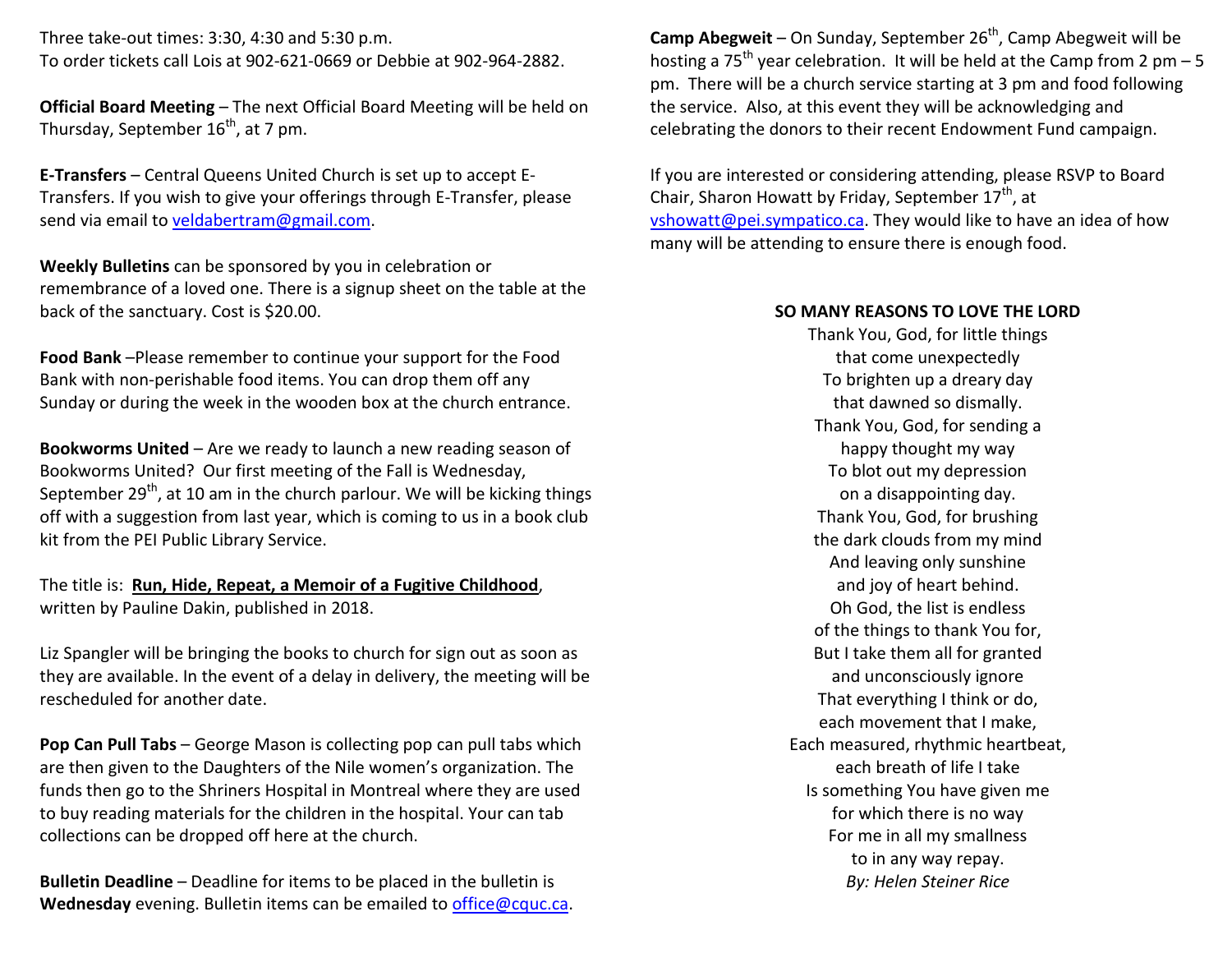Three take-out times: 3:30, 4:30 and 5:30 p.m.
To order tickets call Lois at 902-621-0669 or Debbie at 902-964-2882.

**Official Board Meeting** – The next Official Board Meeting will be held on Thursday, September 16th, at 7 pm.

**E-Transfers** – Central Queens United Church is set up to accept E-Transfers. If you wish to give your offerings through E-Transfer, please send via email to veldabertram@gmail.com.

**Weekly Bulletins** can be sponsored by you in celebration or remembrance of a loved one. There is a signup sheet on the table at the back of the sanctuary. Cost is $20.00.

**Food Bank** –Please remember to continue your support for the Food Bank with non-perishable food items. You can drop them off any Sunday or during the week in the wooden box at the church entrance.

**Bookworms United** – Are we ready to launch a new reading season of Bookworms United? Our first meeting of the Fall is Wednesday, September 29th, at 10 am in the church parlour. We will be kicking things off with a suggestion from last year, which is coming to us in a book club kit from the PEI Public Library Service.

The title is: **Run, Hide, Repeat, a Memoir of a Fugitive Childhood**, written by Pauline Dakin, published in 2018.

Liz Spangler will be bringing the books to church for sign out as soon as they are available. In the event of a delay in delivery, the meeting will be rescheduled for another date.

**Pop Can Pull Tabs** – George Mason is collecting pop can pull tabs which are then given to the Daughters of the Nile women's organization. The funds then go to the Shriners Hospital in Montreal where they are used to buy reading materials for the children in the hospital. Your can tab collections can be dropped off here at the church.

**Bulletin Deadline** – Deadline for items to be placed in the bulletin is **Wednesday** evening. Bulletin items can be emailed to office@cquc.ca.

**Camp Abegweit** – On Sunday, September 26th, Camp Abegweit will be hosting a 75th year celebration. It will be held at the Camp from 2 pm – 5 pm. There will be a church service starting at 3 pm and food following the service. Also, at this event they will be acknowledging and celebrating the donors to their recent Endowment Fund campaign.

If you are interested or considering attending, please RSVP to Board Chair, Sharon Howatt by Friday, September 17th, at vshowatt@pei.sympatico.ca. They would like to have an idea of how many will be attending to ensure there is enough food.

**SO MANY REASONS TO LOVE THE LORD**

Thank You, God, for little things
that come unexpectedly
To brighten up a dreary day
that dawned so dismally.
Thank You, God, for sending a
happy thought my way
To blot out my depression
on a disappointing day.
Thank You, God, for brushing
the dark clouds from my mind
And leaving only sunshine
and joy of heart behind.
Oh God, the list is endless
of the things to thank You for,
But I take them all for granted
and unconsciously ignore
That everything I think or do,
each movement that I make,
Each measured, rhythmic heartbeat,
each breath of life I take
Is something You have given me
for which there is no way
For me in all my smallness
to in any way repay.
*By: Helen Steiner Rice*